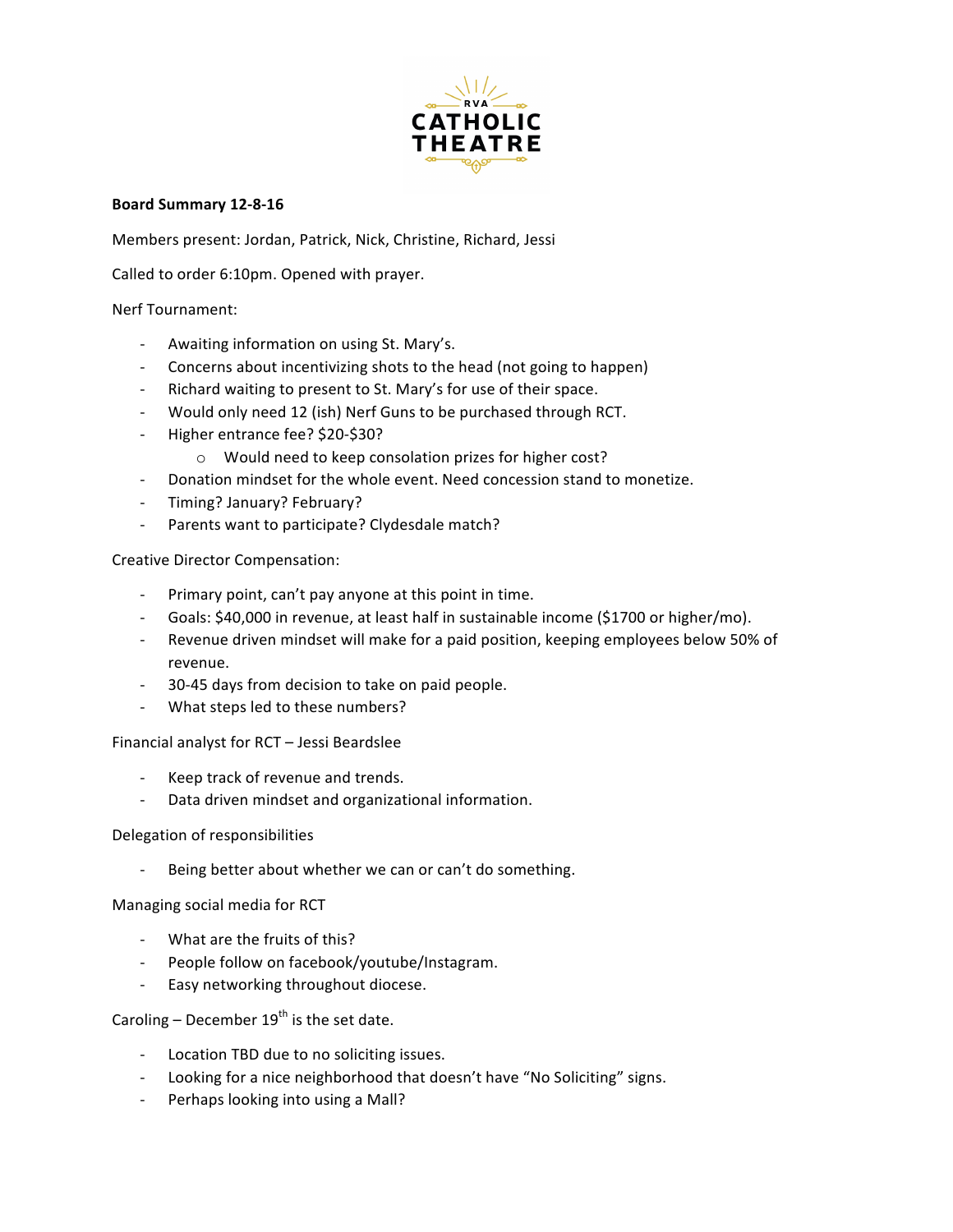RVA CATHOLIC THEATRE

**Board Summary 12-8-16**

Members present: Jordan, Patrick, Nick, Christine, Richard, Jessi

Called to order 6:10pm. Opened with prayer.

Nerf Tournament:

- Awaiting information on using St. Mary's.
- Concerns about incentivizing shots to the head (not going to happen)
- Richard waiting to present to St. Mary's for use of their space.
- Would only need 12 (ish) Nerf Guns to be purchased through RCT.
- Higher entrance fee? $20-$30?
    - Would need to keep consolation prizes for higher cost?
- Donation mindset for the whole event. Need concession stand to monetize.
- Timing? January? February?
- Parents want to participate? Clydesdale match?

Creative Director Compensation:

- Primary point, can't pay anyone at this point in time.
- Goals: $40,000 in revenue, at least half in sustainable income ($1700 or higher/mo).
- Revenue driven mindset will make for a paid position, keeping employees below 50% of revenue.
- 30-45 days from decision to take on paid people.
- What steps led to these numbers?

Financial analyst for RCT – Jessi Beardslee

- Keep track of revenue and trends.
- Data driven mindset and organizational information.

Delegation of responsibilities

- Being better about whether we can or can't do something.

Managing social media for RCT

- What are the fruits of this?
- People follow on facebook/youtube/Instagram.
- Easy networking throughout diocese.

Caroling – December 19th is the set date.

- Location TBD due to no soliciting issues.
- Looking for a nice neighborhood that doesn't have "No Soliciting" signs.
- Perhaps looking into using a Mall?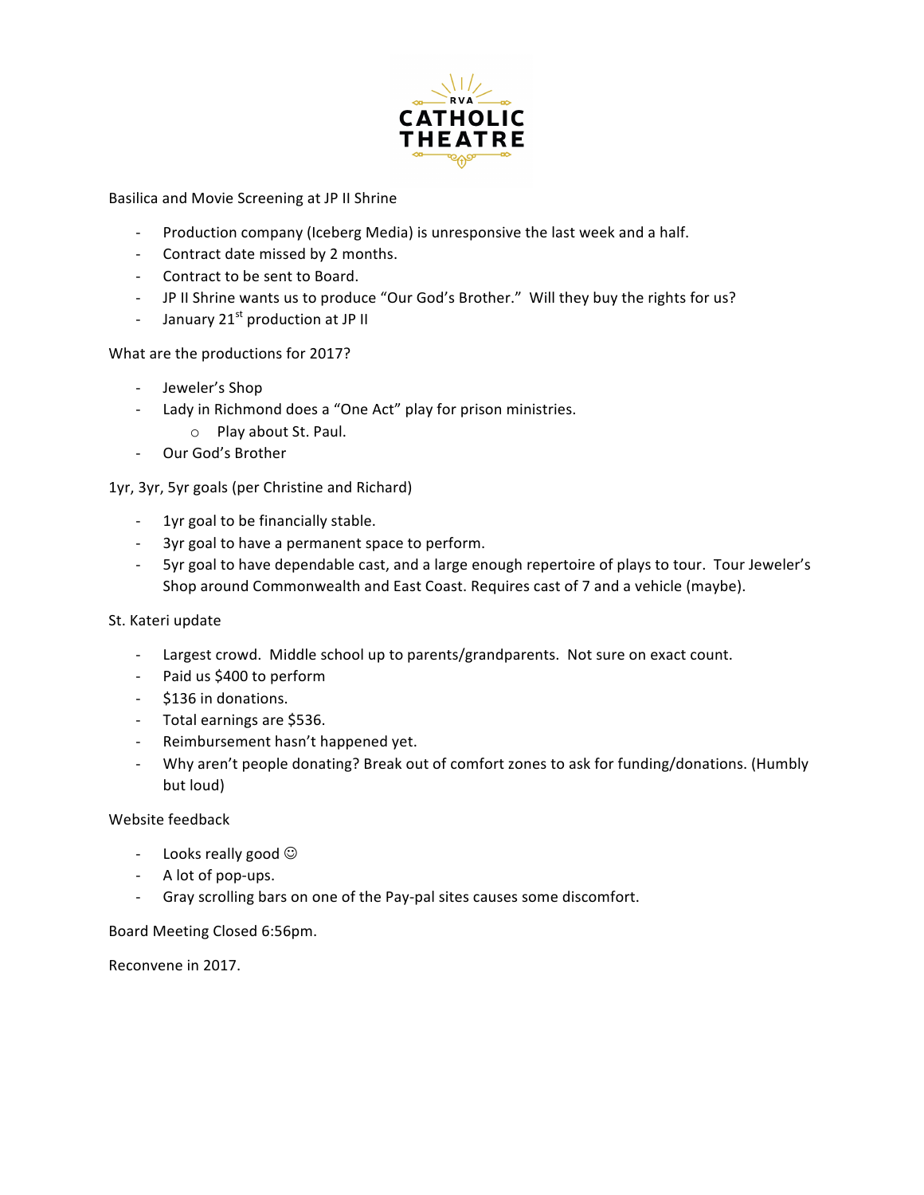RVA CATHOLIC THEATRE

Basilica and Movie Screening at JP II Shrine

- Production company (Iceberg Media) is unresponsive the last week and a half.
- Contract date missed by 2 months.
- Contract to be sent to Board.
- JP II Shrine wants us to produce "Our God's Brother." Will they buy the rights for us?
- January 21st production at JP II

What are the productions for 2017?

- Jeweler's Shop
- Lady in Richmond does a "One Act" play for prison ministries.
  - Play about St. Paul.
- Our God's Brother

1yr, 3yr, 5yr goals (per Christine and Richard)

- 1yr goal to be financially stable.
- 3yr goal to have a permanent space to perform.
- 5yr goal to have dependable cast, and a large enough repertoire of plays to tour. Tour Jeweler's Shop around Commonwealth and East Coast. Requires cast of 7 and a vehicle (maybe).

St. Kateri update

- Largest crowd. Middle school up to parents/grandparents. Not sure on exact count.
- Paid us $400 to perform
- $136 in donations.
- Total earnings are $536.
- Reimbursement hasn't happened yet.
- Why aren't people donating? Break out of comfort zones to ask for funding/donations. (Humbly but loud)

Website feedback

- Looks really good ☺
- A lot of pop-ups.
- Gray scrolling bars on one of the Pay-pal sites causes some discomfort.

Board Meeting Closed 6:56pm.

Reconvene in 2017.